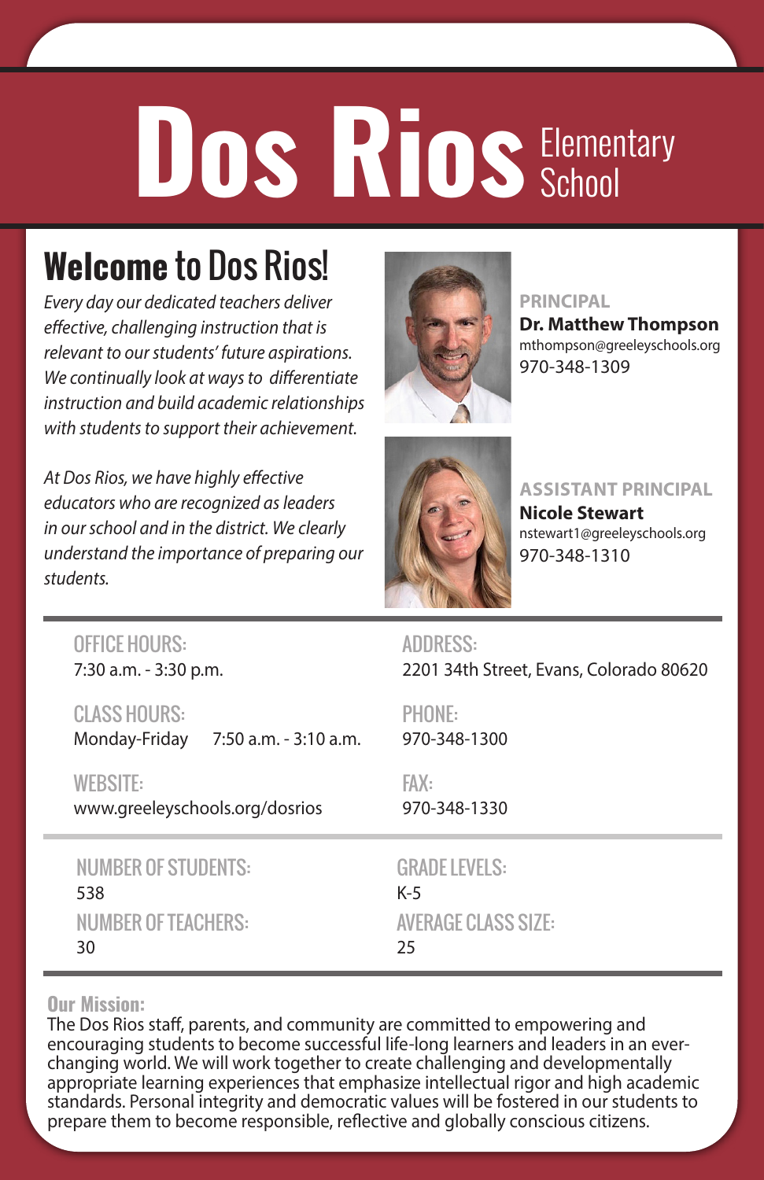# Dos Rios Elementary School

## Welcome to Dos Rios!

*Every day our dedicated teachers deliver effective, challenging instruction that is relevant to our students' future aspirations. We continually look at ways to differentiate instruction and build academic relationships with students to support their achievement.*

*At Dos Rios, we have highly effective educators who are recognized as leaders in our school and in the district. We clearly understand the importance of preparing our students.*

**PRINCIPAL**
**Dr. Matthew Thompson**
mthompson@greeleyschools.org
970-348-1309

**ASSISTANT PRINCIPAL**
**Nicole Stewart**
nstewart1@greeleyschools.org
970-348-1310

---

OFFICE HOURS:
7:30 a.m. - 3:30 p.m.

CLASS HOURS:
Monday-Friday 7:50 a.m. - 3:10 a.m.

WEBSITE:
www.greeleyschools.org/dosrios

ADDRESS:
2201 34th Street, Evans, Colorado 80620

PHONE:
970-348-1300

FAX:
970-348-1330

---

NUMBER OF STUDENTS:
538

NUMBER OF TEACHERS:
30

GRADE LEVELS:
K-5

AVERAGE CLASS SIZE:
25

---

**Our Mission:**
The Dos Rios staff, parents, and community are committed to empowering and encouraging students to become successful life-long learners and leaders in an ever-changing world. We will work together to create challenging and developmentally appropriate learning experiences that emphasize intellectual rigor and high academic standards. Personal integrity and democratic values will be fostered in our students to prepare them to become responsible, reflective and globally conscious citizens.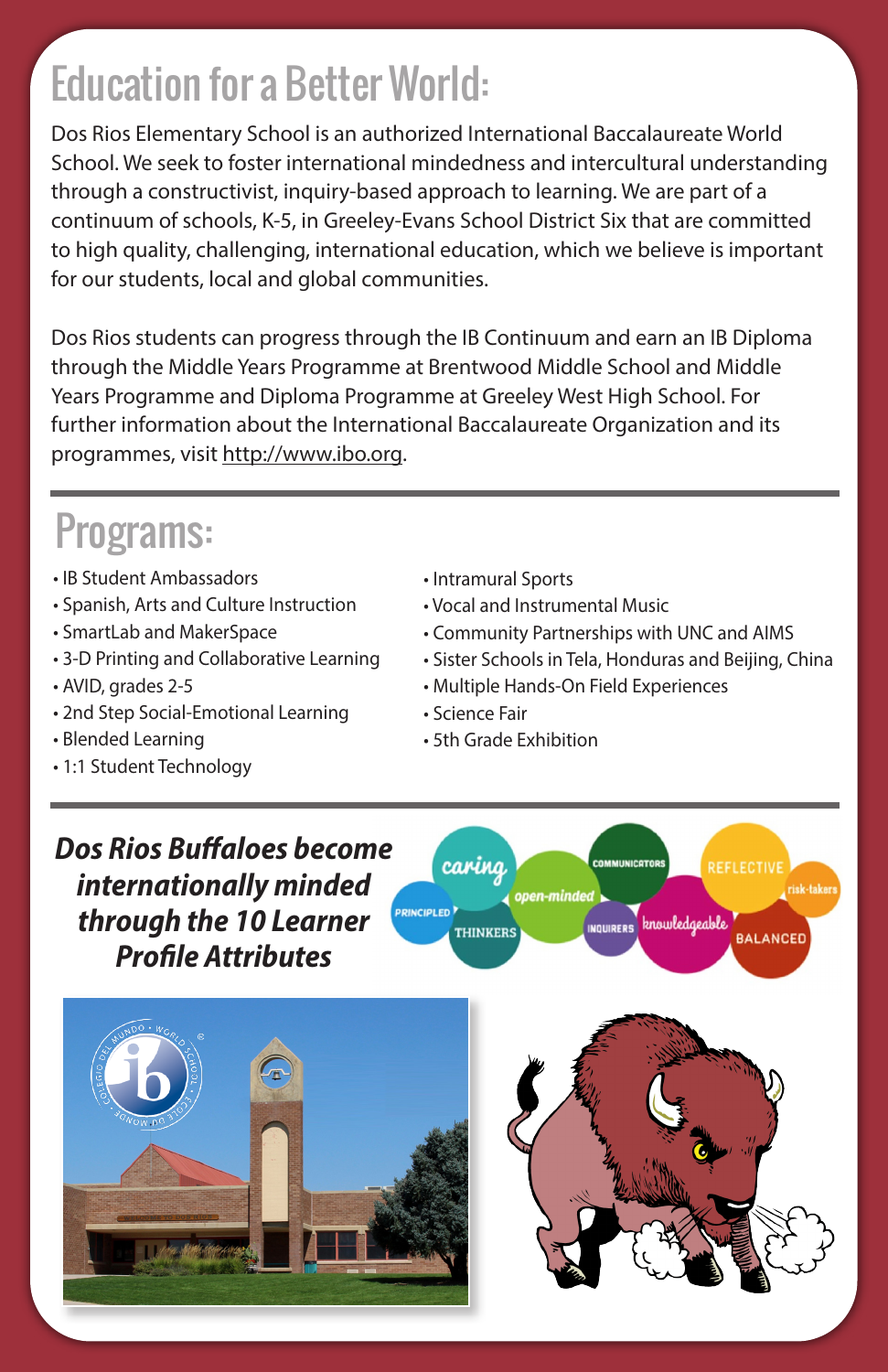# Education for a Better World:

Dos Rios Elementary School is an authorized International Baccalaureate World School. We seek to foster international mindedness and intercultural understanding through a constructivist, inquiry-based approach to learning. We are part of a continuum of schools, K-5, in Greeley-Evans School District Six that are committed to high quality, challenging, international education, which we believe is important for our students, local and global communities.

Dos Rios students can progress through the IB Continuum and earn an IB Diploma through the Middle Years Programme at Brentwood Middle School and Middle Years Programme and Diploma Programme at Greeley West High School. For further information about the International Baccalaureate Organization and its programmes, visit http://www.ibo.org.

# Programs:

- IB Student Ambassadors
- Spanish, Arts and Culture Instruction
- SmartLab and MakerSpace
- 3-D Printing and Collaborative Learning
- AVID, grades 2-5
- 2nd Step Social-Emotional Learning
- Blended Learning
- 1:1 Student Technology
- Intramural Sports
- Vocal and Instrumental Music
- Community Partnerships with UNC and AIMS
- Sister Schools in Tela, Honduras and Beijing, China
- Multiple Hands-On Field Experiences
- Science Fair
- 5th Grade Exhibition

***Dos Rios Buffaloes become internationally minded through the 10 Learner Profile Attributes***

caring, PRINCIPLED, THINKERS, open-minded, COMMUNICATORS, INQUIRERS, knowledgeable, REFLECTIVE, risk-takers, BALANCED